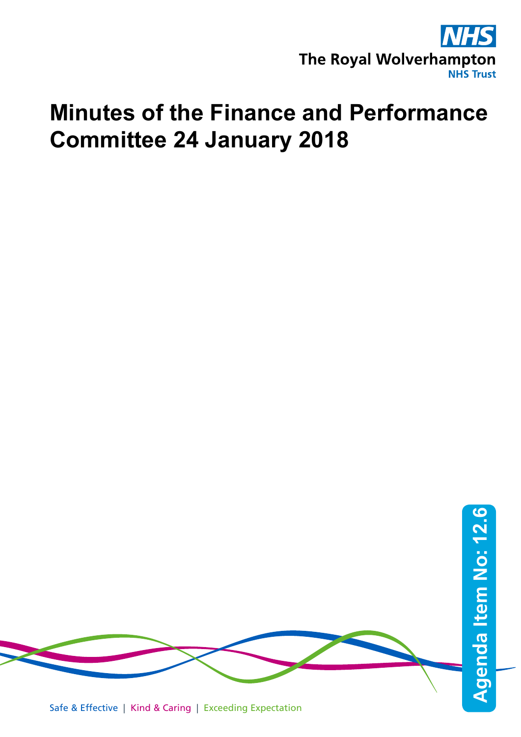The Royal Wolverhampton
NHS Trust

# Minutes of the Finance and Performance Committee 24 January 2018

Agenda Item No: 12.6

Safe & Effective | Kind & Caring | Exceeding Expectation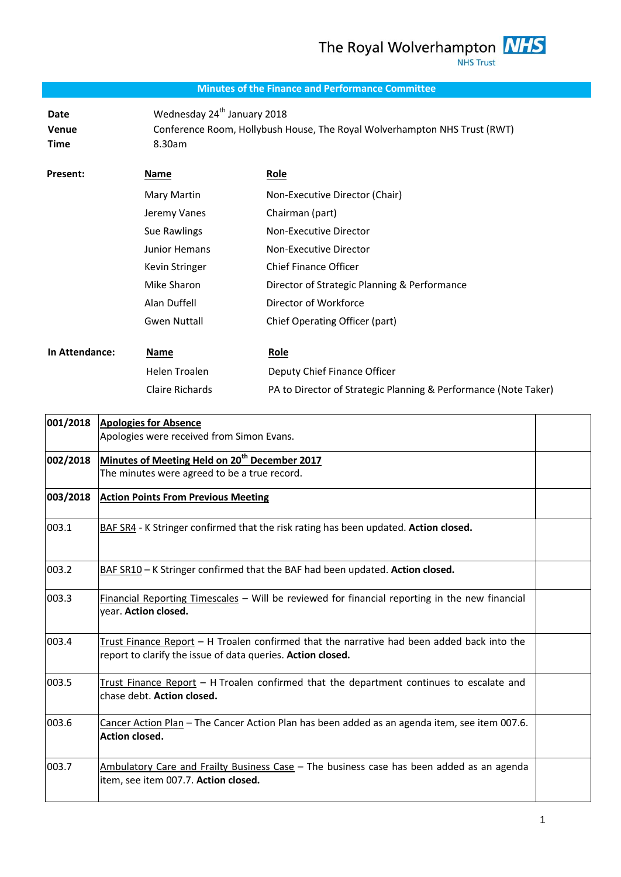The Royal Wolverhampton NHS Trust

## Minutes of the Finance and Performance Committee

| | |
|---|---|
| **Date** | Wednesday 24th January 2018 |
| **Venue** | Conference Room, Hollybush House, The Royal Wolverhampton NHS Trust (RWT) |
| **Time** | 8.30am |

**Present:**

| Name | Role |
|---|---|
| Mary Martin | Non-Executive Director (Chair) |
| Jeremy Vanes | Chairman (part) |
| Sue Rawlings | Non-Executive Director |
| Junior Hemans | Non-Executive Director |
| Kevin Stringer | Chief Finance Officer |
| Mike Sharon | Director of Strategic Planning & Performance |
| Alan Duffell | Director of Workforce |
| Gwen Nuttall | Chief Operating Officer (part) |

**In Attendance:**

| Name | Role |
|---|---|
| Helen Troalen | Deputy Chief Finance Officer |
| Claire Richards | PA to Director of Strategic Planning & Performance (Note Taker) |

| | | |
|---|---|---|
| **001/2018** | **Apologies for Absence**<br>Apologies were received from Simon Evans. | |
| **002/2018** | **Minutes of Meeting Held on 20th December 2017**<br>The minutes were agreed to be a true record. | |
| **003/2018** | **Action Points From Previous Meeting** | |
| 003.1 | BAF SR4 - K Stringer confirmed that the risk rating has been updated. **Action closed.** | |
| 003.2 | BAF SR10 – K Stringer confirmed that the BAF had been updated. **Action closed.** | |
| 003.3 | Financial Reporting Timescales – Will be reviewed for financial reporting in the new financial year. **Action closed.** | |
| 003.4 | Trust Finance Report – H Troalen confirmed that the narrative had been added back into the report to clarify the issue of data queries. **Action closed.** | |
| 003.5 | Trust Finance Report – H Troalen confirmed that the department continues to escalate and chase debt. **Action closed.** | |
| 003.6 | Cancer Action Plan – The Cancer Action Plan has been added as an agenda item, see item 007.6. **Action closed.** | |
| 003.7 | Ambulatory Care and Frailty Business Case – The business case has been added as an agenda item, see item 007.7. **Action closed.** | |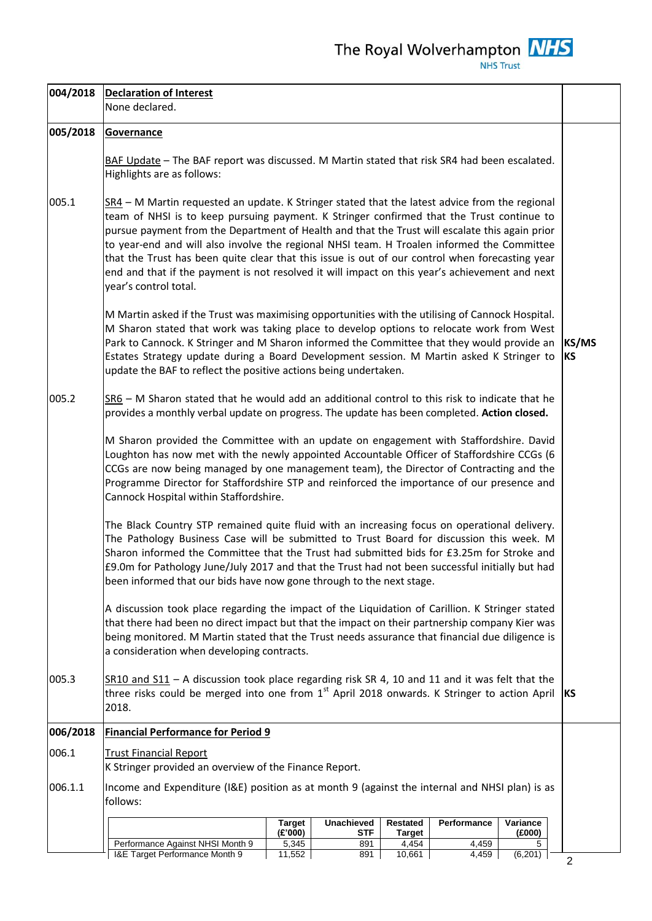| | | |
|---|---|---|
| **004/2018** | **Declaration of Interest**<br>None declared. | |
| **005/2018** | **Governance**<br><br>BAF Update – The BAF report was discussed. M Martin stated that risk SR4 had been escalated. Highlights are as follows: | |
| 005.1 | SR4 – M Martin requested an update. K Stringer stated that the latest advice from the regional team of NHSI is to keep pursuing payment. K Stringer confirmed that the Trust continue to pursue payment from the Department of Health and that the Trust will escalate this again prior to year-end and will also involve the regional NHSI team. H Troalen informed the Committee that the Trust has been quite clear that this issue is out of our control when forecasting year end and that if the payment is not resolved it will impact on this year's achievement and next year's control total.<br><br>M Martin asked if the Trust was maximising opportunities with the utilising of Cannock Hospital. M Sharon stated that work was taking place to develop options to relocate work from West Park to Cannock. K Stringer and M Sharon informed the Committee that they would provide an Estates Strategy update during a Board Development session. M Martin asked K Stringer to update the BAF to reflect the positive actions being undertaken. | **KS/MS**<br>**KS** |
| 005.2 | SR6 – M Sharon stated that he would add an additional control to this risk to indicate that he provides a monthly verbal update on progress. The update has been completed. **Action closed.**<br><br>M Sharon provided the Committee with an update on engagement with Staffordshire. David Loughton has now met with the newly appointed Accountable Officer of Staffordshire CCGs (6 CCGs are now being managed by one management team), the Director of Contracting and the Programme Director for Staffordshire STP and reinforced the importance of our presence and Cannock Hospital within Staffordshire.<br><br>The Black Country STP remained quite fluid with an increasing focus on operational delivery. The Pathology Business Case will be submitted to Trust Board for discussion this week. M Sharon informed the Committee that the Trust had submitted bids for £3.25m for Stroke and £9.0m for Pathology June/July 2017 and that the Trust had not been successful initially but had been informed that our bids have now gone through to the next stage.<br><br>A discussion took place regarding the impact of the Liquidation of Carillion. K Stringer stated that there had been no direct impact but that the impact on their partnership company Kier was being monitored. M Martin stated that the Trust needs assurance that financial due diligence is a consideration when developing contracts. | |
| 005.3 | SR10 and S11 – A discussion took place regarding risk SR 4, 10 and 11 and it was felt that the three risks could be merged into one from 1st April 2018 onwards. K Stringer to action April 2018. | **KS** |
| **006/2018** | **Financial Performance for Period 9** | |
| 006.1 | Trust Financial Report<br>K Stringer provided an overview of the Finance Report. | |
| 006.1.1 | Income and Expenditure (I&E) position as at month 9 (against the internal and NHSI plan) is as follows: | |

| | Target (£'000) | Unachieved STF | Restated Target | Performance | Variance (£000) |
|---|---|---|---|---|---|
| Performance Against NHSI Month 9 | 5,345 | 891 | 4,454 | 4,459 | 5 |
| I&E Target Performance Month 9 | 11,552 | 891 | 10,661 | 4,459 | (6,201) |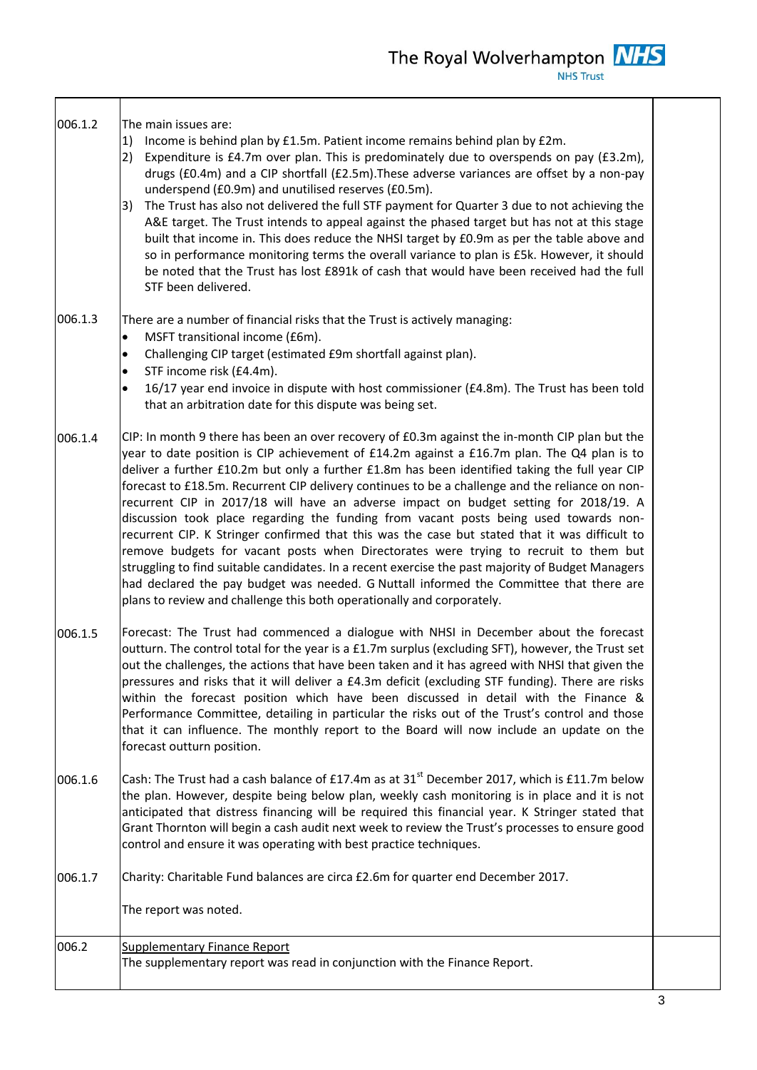| | | |
|---|---|---|
| 006.1.2 | The main issues are:<br>1) Income is behind plan by £1.5m. Patient income remains behind plan by £2m.<br>2) Expenditure is £4.7m over plan. This is predominately due to overspends on pay (£3.2m), drugs (£0.4m) and a CIP shortfall (£2.5m).These adverse variances are offset by a non-pay underspend (£0.9m) and unutilised reserves (£0.5m).<br>3) The Trust has also not delivered the full STF payment for Quarter 3 due to not achieving the A&E target. The Trust intends to appeal against the phased target but has not at this stage built that income in. This does reduce the NHSI target by £0.9m as per the table above and so in performance monitoring terms the overall variance to plan is £5k. However, it should be noted that the Trust has lost £891k of cash that would have been received had the full STF been delivered. | |
| 006.1.3 | There are a number of financial risks that the Trust is actively managing:<br>• MSFT transitional income (£6m).<br>• Challenging CIP target (estimated £9m shortfall against plan).<br>• STF income risk (£4.4m).<br>• 16/17 year end invoice in dispute with host commissioner (£4.8m). The Trust has been told that an arbitration date for this dispute was being set. | |
| 006.1.4 | CIP: In month 9 there has been an over recovery of £0.3m against the in-month CIP plan but the year to date position is CIP achievement of £14.2m against a £16.7m plan. The Q4 plan is to deliver a further £10.2m but only a further £1.8m has been identified taking the full year CIP forecast to £18.5m. Recurrent CIP delivery continues to be a challenge and the reliance on non-recurrent CIP in 2017/18 will have an adverse impact on budget setting for 2018/19. A discussion took place regarding the funding from vacant posts being used towards non-recurrent CIP. K Stringer confirmed that this was the case but stated that it was difficult to remove budgets for vacant posts when Directorates were trying to recruit to them but struggling to find suitable candidates. In a recent exercise the past majority of Budget Managers had declared the pay budget was needed. G Nuttall informed the Committee that there are plans to review and challenge this both operationally and corporately. | |
| 006.1.5 | Forecast: The Trust had commenced a dialogue with NHSI in December about the forecast outturn. The control total for the year is a £1.7m surplus (excluding SFT), however, the Trust set out the challenges, the actions that have been taken and it has agreed with NHSI that given the pressures and risks that it will deliver a £4.3m deficit (excluding STF funding). There are risks within the forecast position which have been discussed in detail with the Finance & Performance Committee, detailing in particular the risks out of the Trust's control and those that it can influence. The monthly report to the Board will now include an update on the forecast outturn position. | |
| 006.1.6 | Cash: The Trust had a cash balance of £17.4m as at 31st December 2017, which is £11.7m below the plan. However, despite being below plan, weekly cash monitoring is in place and it is not anticipated that distress financing will be required this financial year. K Stringer stated that Grant Thornton will begin a cash audit next week to review the Trust's processes to ensure good control and ensure it was operating with best practice techniques. | |
| 006.1.7 | Charity: Charitable Fund balances are circa £2.6m for quarter end December 2017.<br><br>The report was noted. | |
| 006.2 | Supplementary Finance Report<br>The supplementary report was read in conjunction with the Finance Report. | |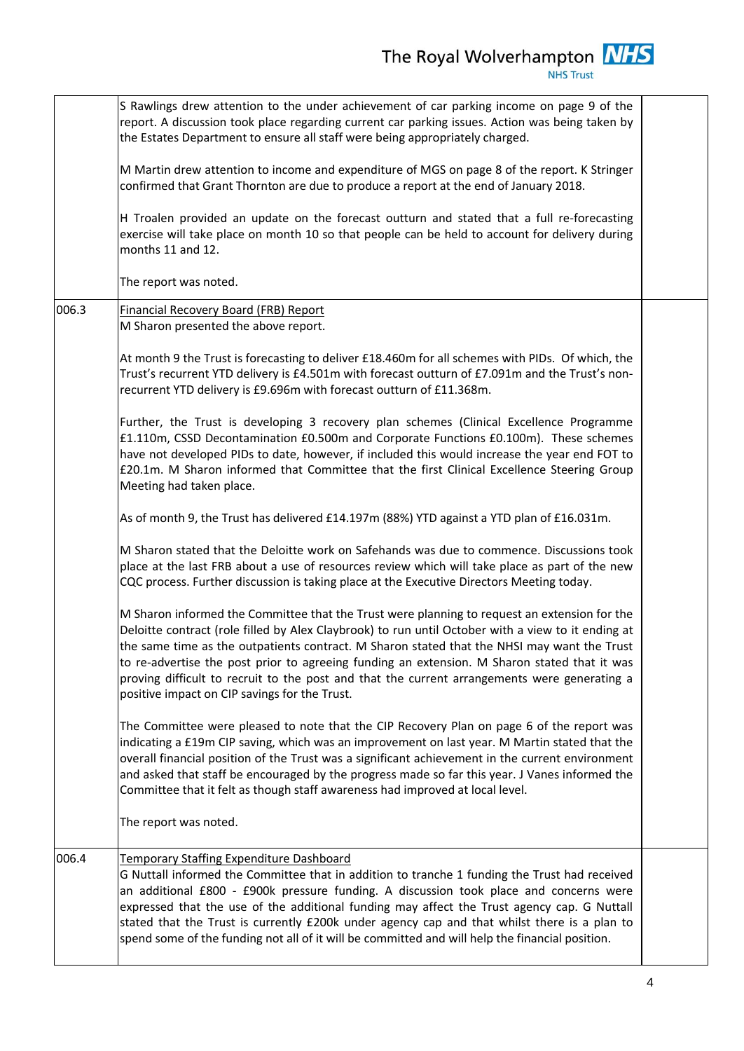| | | |
|---|---|---|
| | S Rawlings drew attention to the under achievement of car parking income on page 9 of the report. A discussion took place regarding current car parking issues. Action was being taken by the Estates Department to ensure all staff were being appropriately charged.<br><br>M Martin drew attention to income and expenditure of MGS on page 8 of the report. K Stringer confirmed that Grant Thornton are due to produce a report at the end of January 2018.<br><br>H Troalen provided an update on the forecast outturn and stated that a full re-forecasting exercise will take place on month 10 so that people can be held to account for delivery during months 11 and 12.<br><br>The report was noted. | |
| 006.3 | <u>Financial Recovery Board (FRB) Report</u><br>M Sharon presented the above report.<br><br>At month 9 the Trust is forecasting to deliver £18.460m for all schemes with PIDs. Of which, the Trust's recurrent YTD delivery is £4.501m with forecast outturn of £7.091m and the Trust's non-recurrent YTD delivery is £9.696m with forecast outturn of £11.368m.<br><br>Further, the Trust is developing 3 recovery plan schemes (Clinical Excellence Programme £1.110m, CSSD Decontamination £0.500m and Corporate Functions £0.100m). These schemes have not developed PIDs to date, however, if included this would increase the year end FOT to £20.1m. M Sharon informed that Committee that the first Clinical Excellence Steering Group Meeting had taken place.<br><br>As of month 9, the Trust has delivered £14.197m (88%) YTD against a YTD plan of £16.031m.<br><br>M Sharon stated that the Deloitte work on Safehands was due to commence. Discussions took place at the last FRB about a use of resources review which will take place as part of the new CQC process. Further discussion is taking place at the Executive Directors Meeting today.<br><br>M Sharon informed the Committee that the Trust were planning to request an extension for the Deloitte contract (role filled by Alex Claybrook) to run until October with a view to it ending at the same time as the outpatients contract. M Sharon stated that the NHSI may want the Trust to re-advertise the post prior to agreeing funding an extension. M Sharon stated that it was proving difficult to recruit to the post and that the current arrangements were generating a positive impact on CIP savings for the Trust.<br><br>The Committee were pleased to note that the CIP Recovery Plan on page 6 of the report was indicating a £19m CIP saving, which was an improvement on last year. M Martin stated that the overall financial position of the Trust was a significant achievement in the current environment and asked that staff be encouraged by the progress made so far this year. J Vanes informed the Committee that it felt as though staff awareness had improved at local level.<br><br>The report was noted. | |
| 006.4 | <u>Temporary Staffing Expenditure Dashboard</u><br>G Nuttall informed the Committee that in addition to tranche 1 funding the Trust had received an additional £800 - £900k pressure funding. A discussion took place and concerns were expressed that the use of the additional funding may affect the Trust agency cap. G Nuttall stated that the Trust is currently £200k under agency cap and that whilst there is a plan to spend some of the funding not all of it will be committed and will help the financial position. | |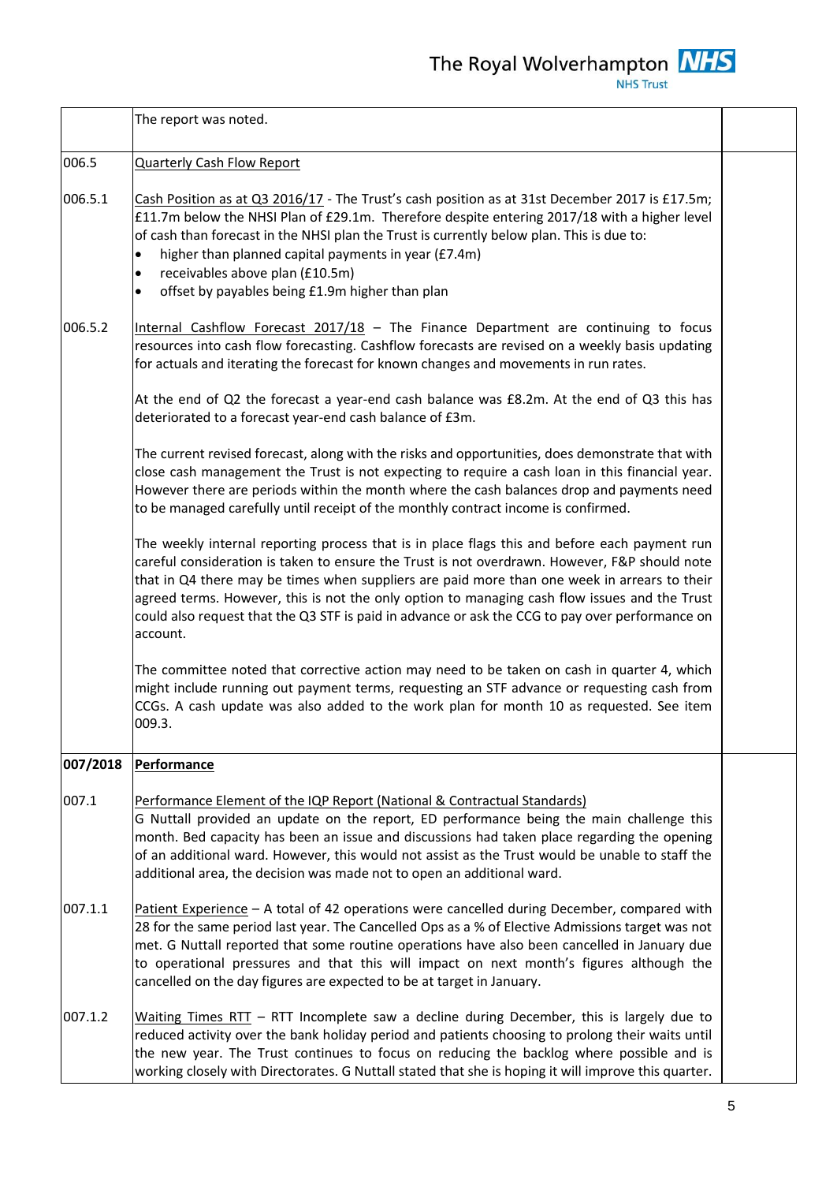| | | |
|---|---|---|
| | The report was noted. | |
| 006.5 | Quarterly Cash Flow Report | |
| 006.5.1 | Cash Position as at Q3 2016/17 - The Trust's cash position as at 31st December 2017 is £17.5m; £11.7m below the NHSI Plan of £29.1m. Therefore despite entering 2017/18 with a higher level of cash than forecast in the NHSI plan the Trust is currently below plan. This is due to:<br>• higher than planned capital payments in year (£7.4m)<br>• receivables above plan (£10.5m)<br>• offset by payables being £1.9m higher than plan | |
| 006.5.2 | Internal Cashflow Forecast 2017/18 – The Finance Department are continuing to focus resources into cash flow forecasting. Cashflow forecasts are revised on a weekly basis updating for actuals and iterating the forecast for known changes and movements in run rates.<br><br>At the end of Q2 the forecast a year-end cash balance was £8.2m. At the end of Q3 this has deteriorated to a forecast year-end cash balance of £3m.<br><br>The current revised forecast, along with the risks and opportunities, does demonstrate that with close cash management the Trust is not expecting to require a cash loan in this financial year. However there are periods within the month where the cash balances drop and payments need to be managed carefully until receipt of the monthly contract income is confirmed.<br><br>The weekly internal reporting process that is in place flags this and before each payment run careful consideration is taken to ensure the Trust is not overdrawn. However, F&P should note that in Q4 there may be times when suppliers are paid more than one week in arrears to their agreed terms. However, this is not the only option to managing cash flow issues and the Trust could also request that the Q3 STF is paid in advance or ask the CCG to pay over performance on account.<br><br>The committee noted that corrective action may need to be taken on cash in quarter 4, which might include running out payment terms, requesting an STF advance or requesting cash from CCGs. A cash update was also added to the work plan for month 10 as requested. See item 009.3. | |
| **007/2018** | **Performance** | |
| 007.1 | Performance Element of the IQP Report (National & Contractual Standards)<br>G Nuttall provided an update on the report, ED performance being the main challenge this month. Bed capacity has been an issue and discussions had taken place regarding the opening of an additional ward. However, this would not assist as the Trust would be unable to staff the additional area, the decision was made not to open an additional ward. | |
| 007.1.1 | Patient Experience – A total of 42 operations were cancelled during December, compared with 28 for the same period last year. The Cancelled Ops as a % of Elective Admissions target was not met. G Nuttall reported that some routine operations have also been cancelled in January due to operational pressures and that this will impact on next month's figures although the cancelled on the day figures are expected to be at target in January. | |
| 007.1.2 | Waiting Times RTT – RTT Incomplete saw a decline during December, this is largely due to reduced activity over the bank holiday period and patients choosing to prolong their waits until the new year. The Trust continues to focus on reducing the backlog where possible and is working closely with Directorates. G Nuttall stated that she is hoping it will improve this quarter. | |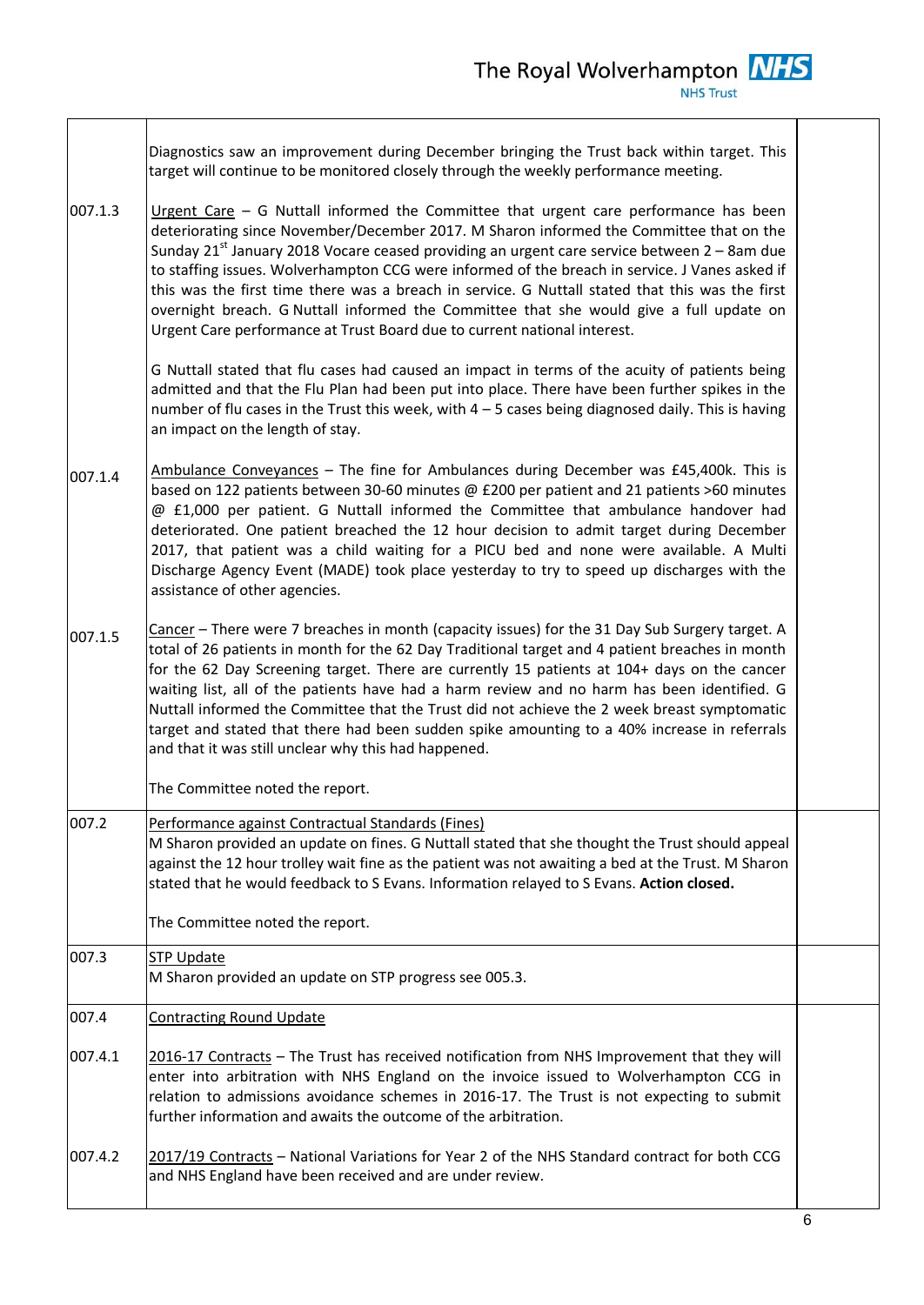| | | |
|---|---|---|
| | Diagnostics saw an improvement during December bringing the Trust back within target. This target will continue to be monitored closely through the weekly performance meeting. | |
| 007.1.3 | Urgent Care – G Nuttall informed the Committee that urgent care performance has been deteriorating since November/December 2017. M Sharon informed the Committee that on the Sunday 21st January 2018 Vocare ceased providing an urgent care service between 2 – 8am due to staffing issues. Wolverhampton CCG were informed of the breach in service. J Vanes asked if this was the first time there was a breach in service. G Nuttall stated that this was the first overnight breach. G Nuttall informed the Committee that she would give a full update on Urgent Care performance at Trust Board due to current national interest.<br><br>G Nuttall stated that flu cases had caused an impact in terms of the acuity of patients being admitted and that the Flu Plan had been put into place. There have been further spikes in the number of flu cases in the Trust this week, with 4 – 5 cases being diagnosed daily. This is having an impact on the length of stay. | |
| 007.1.4 | Ambulance Conveyances – The fine for Ambulances during December was £45,400k. This is based on 122 patients between 30-60 minutes @ £200 per patient and 21 patients >60 minutes @ £1,000 per patient. G Nuttall informed the Committee that ambulance handover had deteriorated. One patient breached the 12 hour decision to admit target during December 2017, that patient was a child waiting for a PICU bed and none were available. A Multi Discharge Agency Event (MADE) took place yesterday to try to speed up discharges with the assistance of other agencies. | |
| 007.1.5 | Cancer – There were 7 breaches in month (capacity issues) for the 31 Day Sub Surgery target. A total of 26 patients in month for the 62 Day Traditional target and 4 patient breaches in month for the 62 Day Screening target. There are currently 15 patients at 104+ days on the cancer waiting list, all of the patients have had a harm review and no harm has been identified. G Nuttall informed the Committee that the Trust did not achieve the 2 week breast symptomatic target and stated that there had been sudden spike amounting to a 40% increase in referrals and that it was still unclear why this had happened.<br><br>The Committee noted the report. | |
| 007.2 | Performance against Contractual Standards (Fines)<br>M Sharon provided an update on fines. G Nuttall stated that she thought the Trust should appeal against the 12 hour trolley wait fine as the patient was not awaiting a bed at the Trust. M Sharon stated that he would feedback to S Evans. Information relayed to S Evans. **Action closed.**<br><br>The Committee noted the report. | |
| 007.3 | STP Update<br>M Sharon provided an update on STP progress see 005.3. | |
| 007.4 | Contracting Round Update | |
| 007.4.1 | 2016-17 Contracts – The Trust has received notification from NHS Improvement that they will enter into arbitration with NHS England on the invoice issued to Wolverhampton CCG in relation to admissions avoidance schemes in 2016-17. The Trust is not expecting to submit further information and awaits the outcome of the arbitration. | |
| 007.4.2 | 2017/19 Contracts – National Variations for Year 2 of the NHS Standard contract for both CCG and NHS England have been received and are under review. | |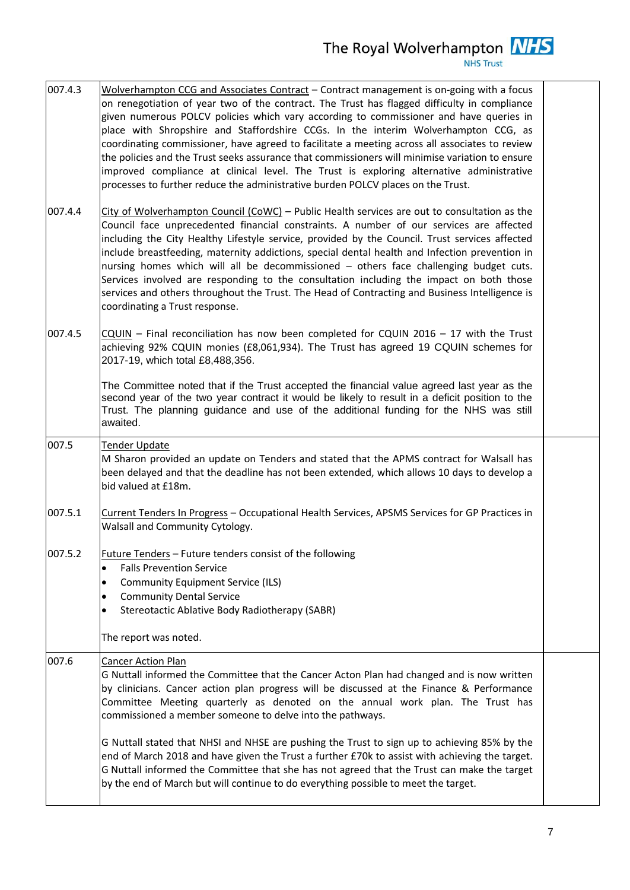| | | |
|---|---|---|
| 007.4.3 | Wolverhampton CCG and Associates Contract – Contract management is on-going with a focus on renegotiation of year two of the contract. The Trust has flagged difficulty in compliance given numerous POLCV policies which vary according to commissioner and have queries in place with Shropshire and Staffordshire CCGs. In the interim Wolverhampton CCG, as coordinating commissioner, have agreed to facilitate a meeting across all associates to review the policies and the Trust seeks assurance that commissioners will minimise variation to ensure improved compliance at clinical level. The Trust is exploring alternative administrative processes to further reduce the administrative burden POLCV places on the Trust.<br><br>**007.4.4** City of Wolverhampton Council (CoWC) – Public Health services are out to consultation as the Council face unprecedented financial constraints. A number of our services are affected including the City Healthy Lifestyle service, provided by the Council. Trust services affected include breastfeeding, maternity addictions, special dental health and Infection prevention in nursing homes which will all be decommissioned – others face challenging budget cuts. Services involved are responding to the consultation including the impact on both those services and others throughout the Trust. The Head of Contracting and Business Intelligence is coordinating a Trust response.<br><br>**007.4.5** CQUIN – Final reconciliation has now been completed for CQUIN 2016 – 17 with the Trust achieving 92% CQUIN monies (£8,061,934). The Trust has agreed 19 CQUIN schemes for 2017-19, which total £8,488,356.<br><br>The Committee noted that if the Trust accepted the financial value agreed last year as the second year of the two year contract it would be likely to result in a deficit position to the Trust. The planning guidance and use of the additional funding for the NHS was still awaited. | |
| 007.5 | Tender Update<br>M Sharon provided an update on Tenders and stated that the APMS contract for Walsall has been delayed and that the deadline has not been extended, which allows 10 days to develop a bid valued at £18m.<br><br>**007.5.1** Current Tenders In Progress – Occupational Health Services, APSMS Services for GP Practices in Walsall and Community Cytology.<br><br>**007.5.2** Future Tenders – Future tenders consist of the following<br>• Falls Prevention Service<br>• Community Equipment Service (ILS)<br>• Community Dental Service<br>• Stereotactic Ablative Body Radiotherapy (SABR)<br><br>The report was noted. | |
| 007.6 | Cancer Action Plan<br>G Nuttall informed the Committee that the Cancer Acton Plan had changed and is now written by clinicians. Cancer action plan progress will be discussed at the Finance & Performance Committee Meeting quarterly as denoted on the annual work plan. The Trust has commissioned a member someone to delve into the pathways.<br><br>G Nuttall stated that NHSI and NHSE are pushing the Trust to sign up to achieving 85% by the end of March 2018 and have given the Trust a further £70k to assist with achieving the target. G Nuttall informed the Committee that she has not agreed that the Trust can make the target by the end of March but will continue to do everything possible to meet the target. | |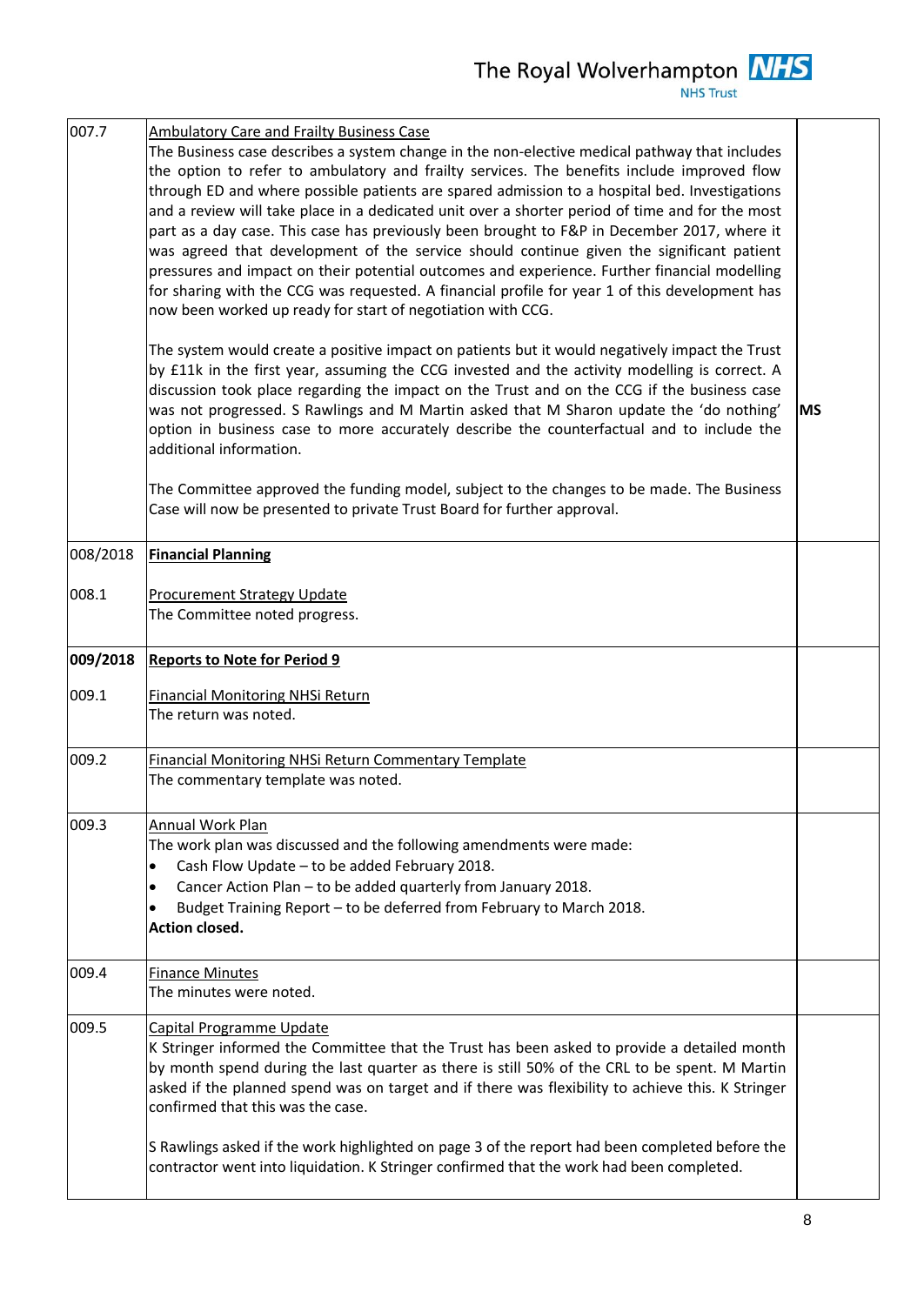| | | |
|---|---|---|
| 007.7 | Ambulatory Care and Frailty Business Case<br>The Business case describes a system change in the non-elective medical pathway that includes the option to refer to ambulatory and frailty services. The benefits include improved flow through ED and where possible patients are spared admission to a hospital bed. Investigations and a review will take place in a dedicated unit over a shorter period of time and for the most part as a day case. This case has previously been brought to F&P in December 2017, where it was agreed that development of the service should continue given the significant patient pressures and impact on their potential outcomes and experience. Further financial modelling for sharing with the CCG was requested. A financial profile for year 1 of this development has now been worked up ready for start of negotiation with CCG.<br><br>The system would create a positive impact on patients but it would negatively impact the Trust by £11k in the first year, assuming the CCG invested and the activity modelling is correct. A discussion took place regarding the impact on the Trust and on the CCG if the business case was not progressed. S Rawlings and M Martin asked that M Sharon update the 'do nothing' option in business case to more accurately describe the counterfactual and to include the additional information.<br><br>The Committee approved the funding model, subject to the changes to be made. The Business Case will now be presented to private Trust Board for further approval. | **MS** |
| 008/2018 | **Financial Planning** | |
| 008.1 | Procurement Strategy Update<br>The Committee noted progress. | |
| **009/2018** | **Reports to Note for Period 9** | |
| 009.1 | Financial Monitoring NHSi Return<br>The return was noted. | |
| 009.2 | Financial Monitoring NHSi Return Commentary Template<br>The commentary template was noted. | |
| 009.3 | Annual Work Plan<br>The work plan was discussed and the following amendments were made:<br>• Cash Flow Update – to be added February 2018.<br>• Cancer Action Plan – to be added quarterly from January 2018.<br>• Budget Training Report – to be deferred from February to March 2018.<br>**Action closed.** | |
| 009.4 | Finance Minutes<br>The minutes were noted. | |
| 009.5 | Capital Programme Update<br>K Stringer informed the Committee that the Trust has been asked to provide a detailed month by month spend during the last quarter as there is still 50% of the CRL to be spent. M Martin asked if the planned spend was on target and if there was flexibility to achieve this. K Stringer confirmed that this was the case.<br><br>S Rawlings asked if the work highlighted on page 3 of the report had been completed before the contractor went into liquidation. K Stringer confirmed that the work had been completed. | |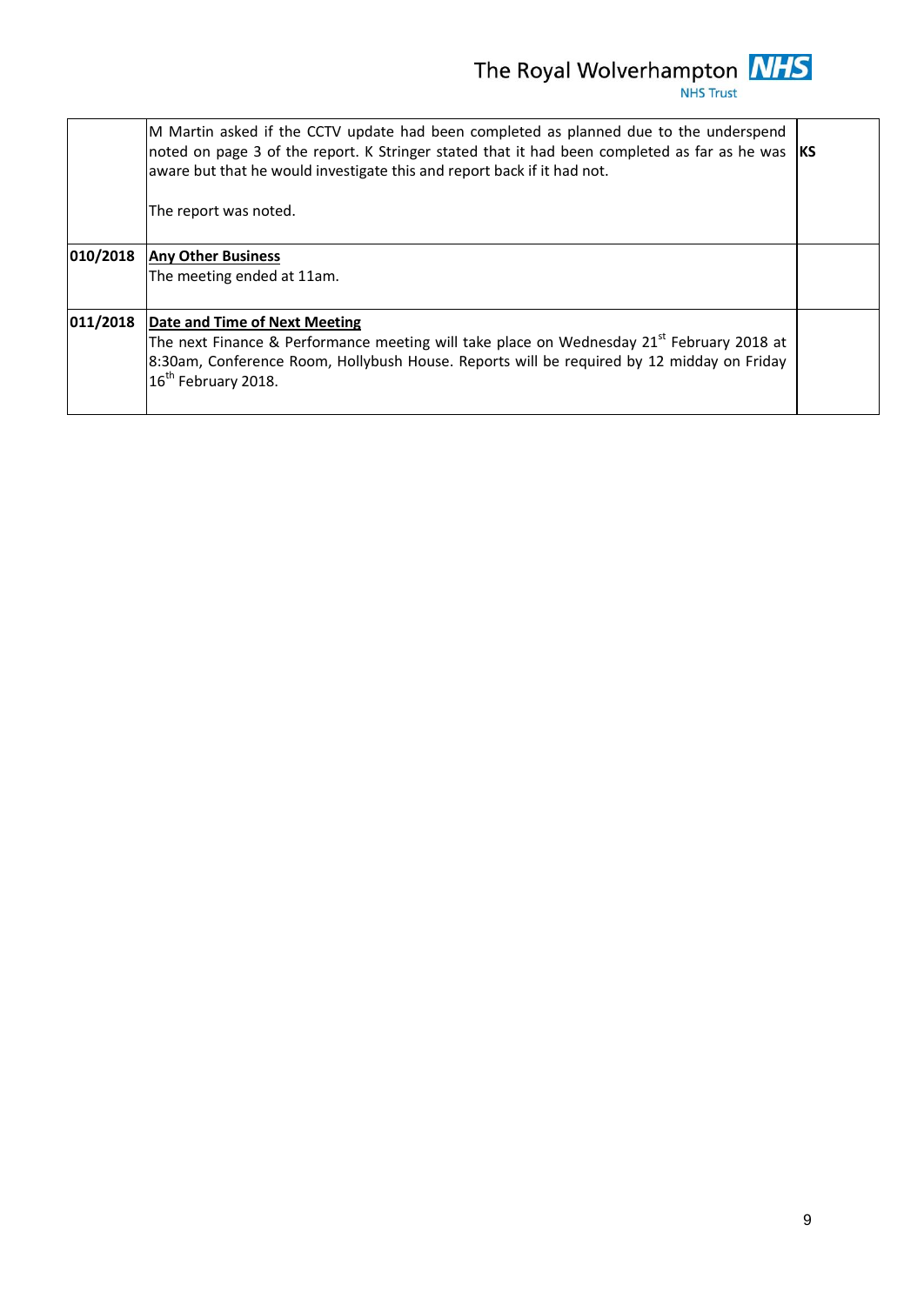| | | |
|---|---|---|
| | M Martin asked if the CCTV update had been completed as planned due to the underspend noted on page 3 of the report. K Stringer stated that it had been completed as far as he was aware but that he would investigate this and report back if it had not.<br><br>The report was noted. | **KS** |
| **010/2018** | **Any Other Business**<br>The meeting ended at 11am. | |
| **011/2018** | **Date and Time of Next Meeting**<br>The next Finance & Performance meeting will take place on Wednesday 21st February 2018 at 8:30am, Conference Room, Hollybush House. Reports will be required by 12 midday on Friday 16th February 2018. | |